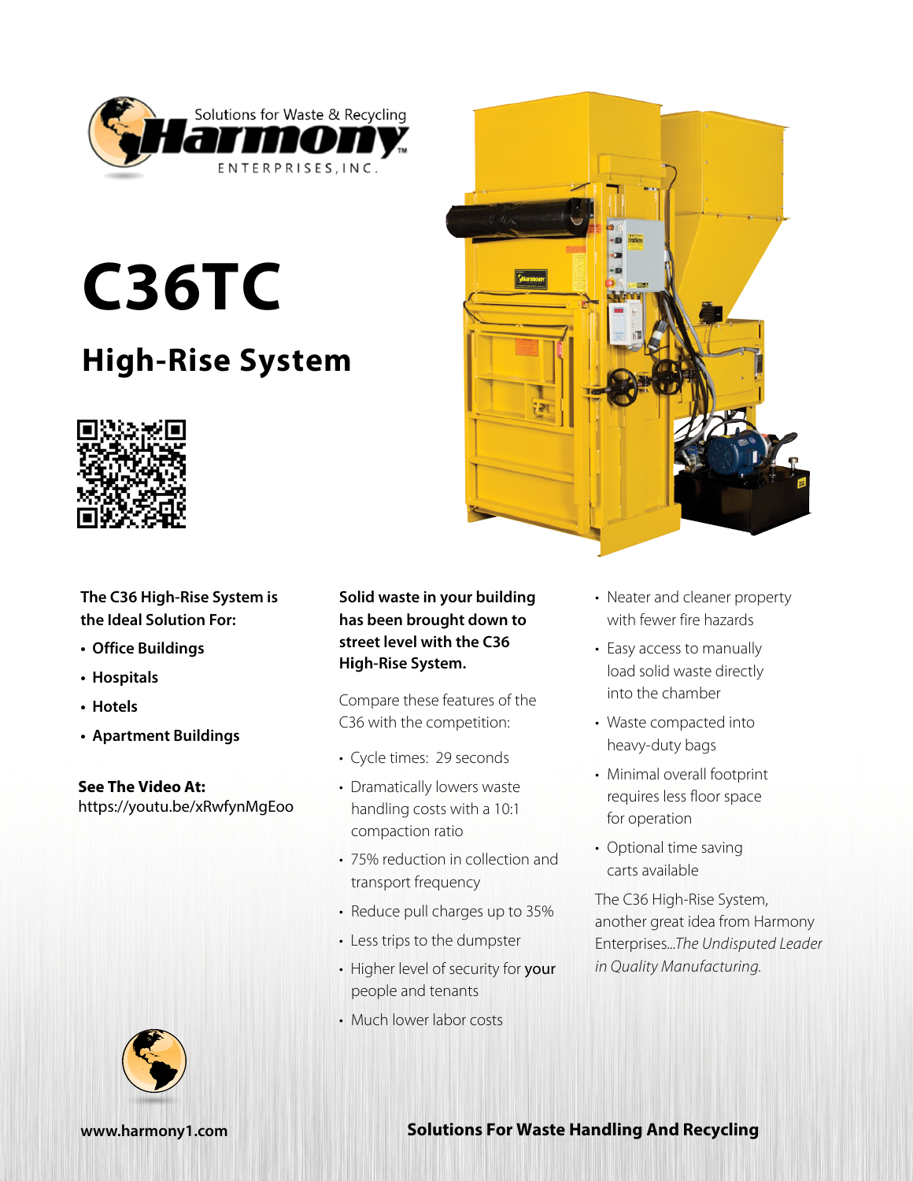Solutions for Waste & Recycling

**Harmony**™

ENTERPRISES, INC.

# C36TC

## High-Rise System

**The C36 High-Rise System is the Ideal Solution For:**

- **Office Buildings**
- **Hospitals**
- **Hotels**
- **Apartment Buildings**

**See The Video At:**
https://youtu.be/xRwfynMgEoo

**Solid waste in your building has been brought down to street level with the C36 High-Rise System.**

Compare these features of the C36 with the competition:

- Cycle times: 29 seconds
- Dramatically lowers waste handling costs with a 10:1 compaction ratio
- 75% reduction in collection and transport frequency
- Reduce pull charges up to 35%
- Less trips to the dumpster
- Higher level of security for **your** people and tenants
- Much lower labor costs
- Neater and cleaner property with fewer fire hazards
- Easy access to manually load solid waste directly into the chamber
- Waste compacted into heavy-duty bags
- Minimal overall footprint requires less floor space for operation
- Optional time saving carts available

The C36 High-Rise System, another great idea from Harmony Enterprises...*The Undisputed Leader in Quality Manufacturing.*

**www.harmony1.com**

**Solutions For Waste Handling And Recycling**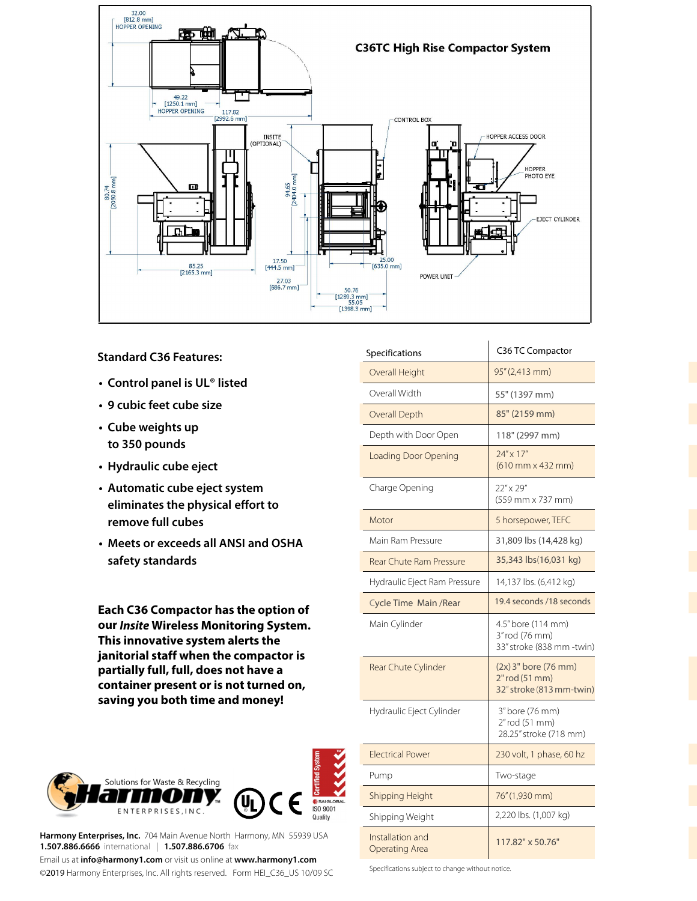## C36TC High Rise Compactor System

32.00
[812.8 mm]
HOPPER OPENING

49.22
[1250.1 mm]
HOPPER OPENING

117.82
[2992.6 mm]

CONTROL BOX

INSITE
(OPTIONAL)

HOPPER ACCESS DOOR

HOPPER PHOTO EYE

EJECT CYLINDER

POWER UNIT

80.74
[2050.8 mm]

94.65
[2404.0 mm]

85.25
[2165.3 mm]

17.50
[444.5 mm]

27.03
[686.7 mm]

25.00
[635.0 mm]

50.76
[1289.3 mm]

55.05
[1398.3 mm]

### Standard C36 Features:

- **Control panel is UL® listed**
- **9 cubic feet cube size**
- **Cube weights up to 350 pounds**
- **Hydraulic cube eject**
- **Automatic cube eject system eliminates the physical effort to remove full cubes**
- **Meets or exceeds all ANSI and OSHA safety standards**

**Each C36 Compactor has the option of our *Insite* Wireless Monitoring System. This innovative system alerts the janitorial staff when the compactor is partially full, full, does not have a container present or is not turned on, saving you both time and money!**

| Specifications | C36 TC Compactor |
|---|---|
| Overall Height | 95" (2,413 mm) |
| Overall Width | 55" (1397 mm) |
| Overall Depth | 85" (2159 mm) |
| Depth with Door Open | 118" (2997 mm) |
| Loading Door Opening | 24" x 17" (610 mm x 432 mm) |
| Charge Opening | 22" x 29" (559 mm x 737 mm) |
| Motor | 5 horsepower, TEFC |
| Main Ram Pressure | 31,809 lbs (14,428 kg) |
| Rear Chute Ram Pressure | 35,343 lbs(16,031 kg) |
| Hydraulic Eject Ram Pressure | 14,137 lbs. (6,412 kg) |
| Cycle Time Main /Rear | 19.4 seconds /18 seconds |
| Main Cylinder | 4.5" bore (114 mm) 3" rod (76 mm) 33" stroke (838 mm -twin) |
| Rear Chute Cylinder | (2x) 3" bore (76 mm) 2" rod (51 mm) 32" stroke (813 mm-twin) |
| Hydraulic Eject Cylinder | 3" bore (76 mm) 2" rod (51 mm) 28.25" stroke (718 mm) |
| Electrical Power | 230 volt, 1 phase, 60 hz |
| Pump | Two-stage |
| Shipping Height | 76" (1,930 mm) |
| Shipping Weight | 2,220 lbs. (1,007 kg) |
| Installation and Operating Area | 117.82" x 50.76" |

Specifications subject to change without notice.

Solutions for Waste & Recycling
Harmony ENTERPRISES, INC.

Certified System
SAI GLOBAL
ISO 9001
Quality

**Harmony Enterprises, Inc.** 704 Main Avenue North Harmony, MN 55939 USA
**1.507.886.6666** international | **1.507.886.6706** fax
Email us at **info@harmony1.com** or visit us online at **www.harmony1.com**
©2019 Harmony Enterprises, Inc. All rights reserved. Form HEI_C36_US 10/09 SC